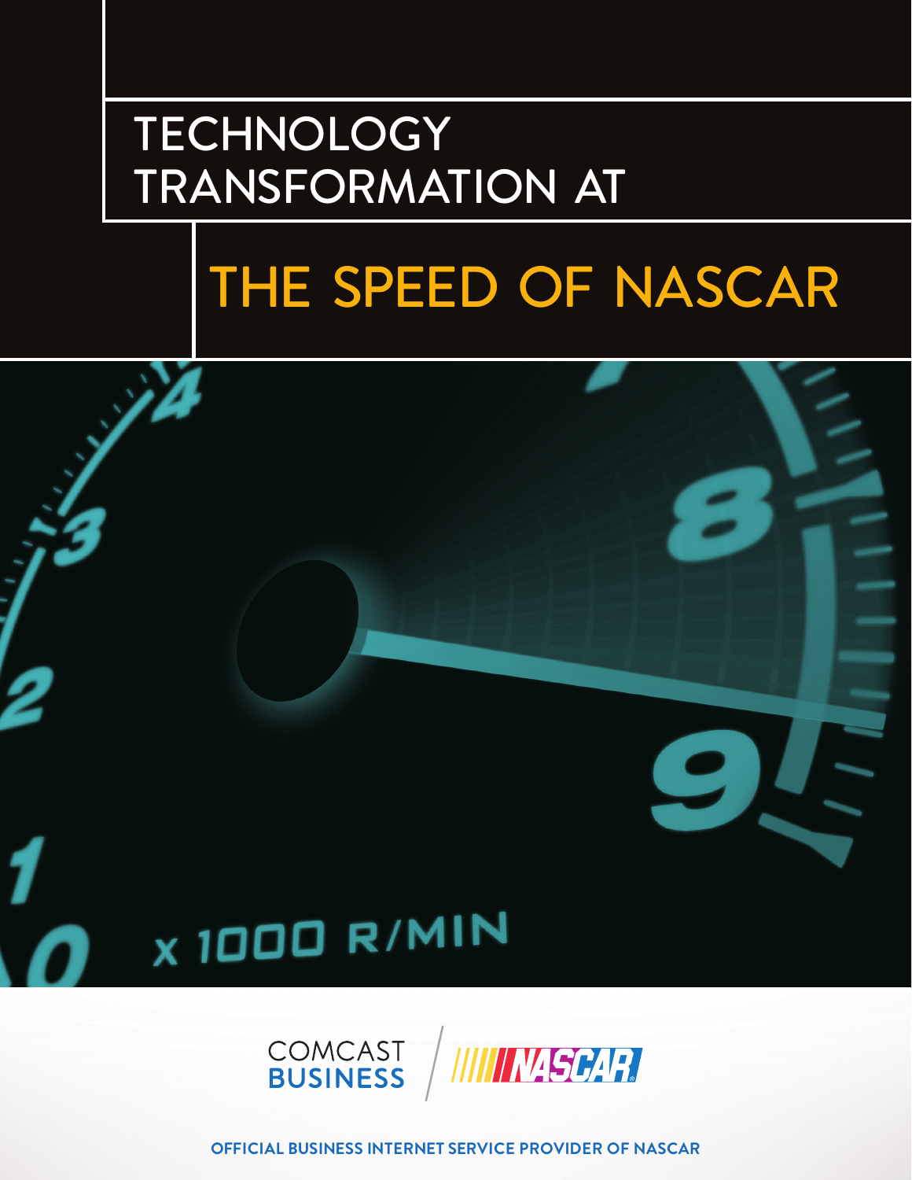# TECHNOLOGY TRANSFORMATION AT THE SPEED OF NASCAR

COMCAST BUSINESS / NASCAR

**OFFICIAL BUSINESS INTERNET SERVICE PROVIDER OF NASCAR**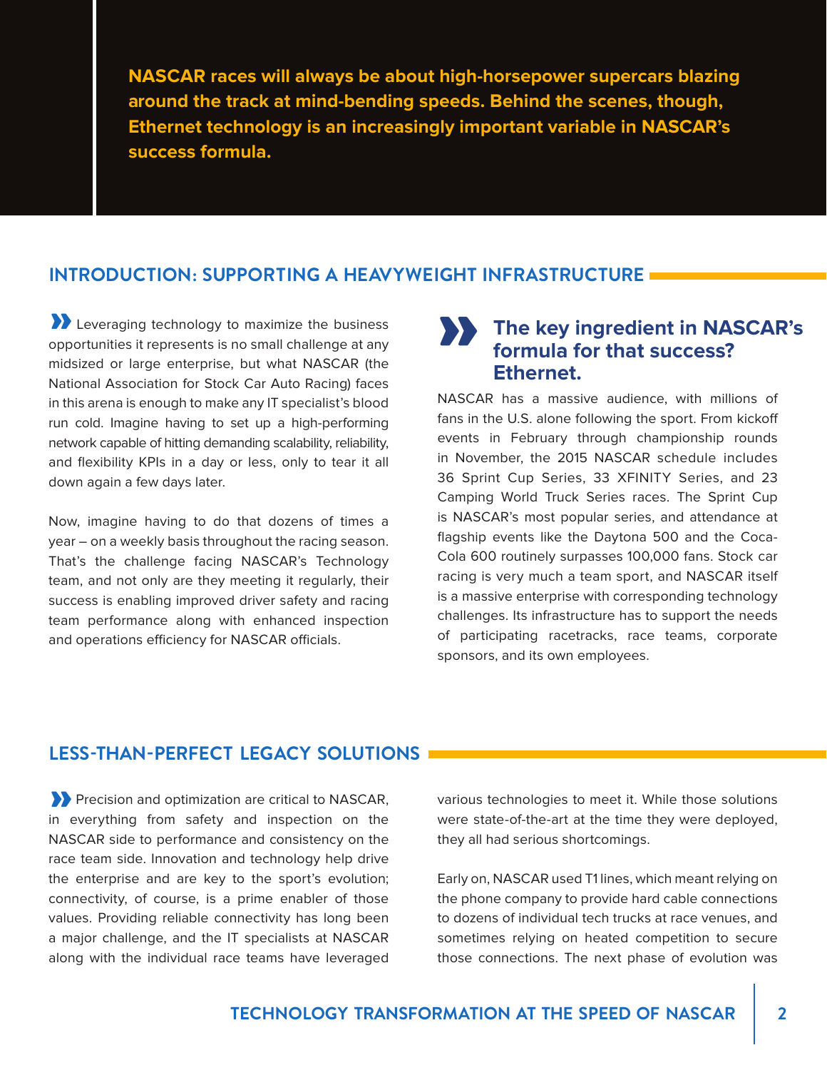**NASCAR races will always be about high-horsepower supercars blazing around the track at mind-bending speeds. Behind the scenes, though, Ethernet technology is an increasingly important variable in NASCAR's success formula.**

## INTRODUCTION: SUPPORTING A HEAVYWEIGHT INFRASTRUCTURE

Leveraging technology to maximize the business opportunities it represents is no small challenge at any midsized or large enterprise, but what NASCAR (the National Association for Stock Car Auto Racing) faces in this arena is enough to make any IT specialist's blood run cold. Imagine having to set up a high-performing network capable of hitting demanding scalability, reliability, and flexibility KPIs in a day or less, only to tear it all down again a few days later.

Now, imagine having to do that dozens of times a year – on a weekly basis throughout the racing season. That's the challenge facing NASCAR's Technology team, and not only are they meeting it regularly, their success is enabling improved driver safety and racing team performance along with enhanced inspection and operations efficiency for NASCAR officials.

### The key ingredient in NASCAR's formula for that success? Ethernet.

NASCAR has a massive audience, with millions of fans in the U.S. alone following the sport. From kickoff events in February through championship rounds in November, the 2015 NASCAR schedule includes 36 Sprint Cup Series, 33 XFINITY Series, and 23 Camping World Truck Series races. The Sprint Cup is NASCAR's most popular series, and attendance at flagship events like the Daytona 500 and the Coca-Cola 600 routinely surpasses 100,000 fans. Stock car racing is very much a team sport, and NASCAR itself is a massive enterprise with corresponding technology challenges. Its infrastructure has to support the needs of participating racetracks, race teams, corporate sponsors, and its own employees.

## LESS-THAN-PERFECT LEGACY SOLUTIONS

Precision and optimization are critical to NASCAR, in everything from safety and inspection on the NASCAR side to performance and consistency on the race team side. Innovation and technology help drive the enterprise and are key to the sport's evolution; connectivity, of course, is a prime enabler of those values. Providing reliable connectivity has long been a major challenge, and the IT specialists at NASCAR along with the individual race teams have leveraged various technologies to meet it. While those solutions were state-of-the-art at the time they were deployed, they all had serious shortcomings.

Early on, NASCAR used T1 lines, which meant relying on the phone company to provide hard cable connections to dozens of individual tech trucks at race venues, and sometimes relying on heated competition to secure those connections. The next phase of evolution was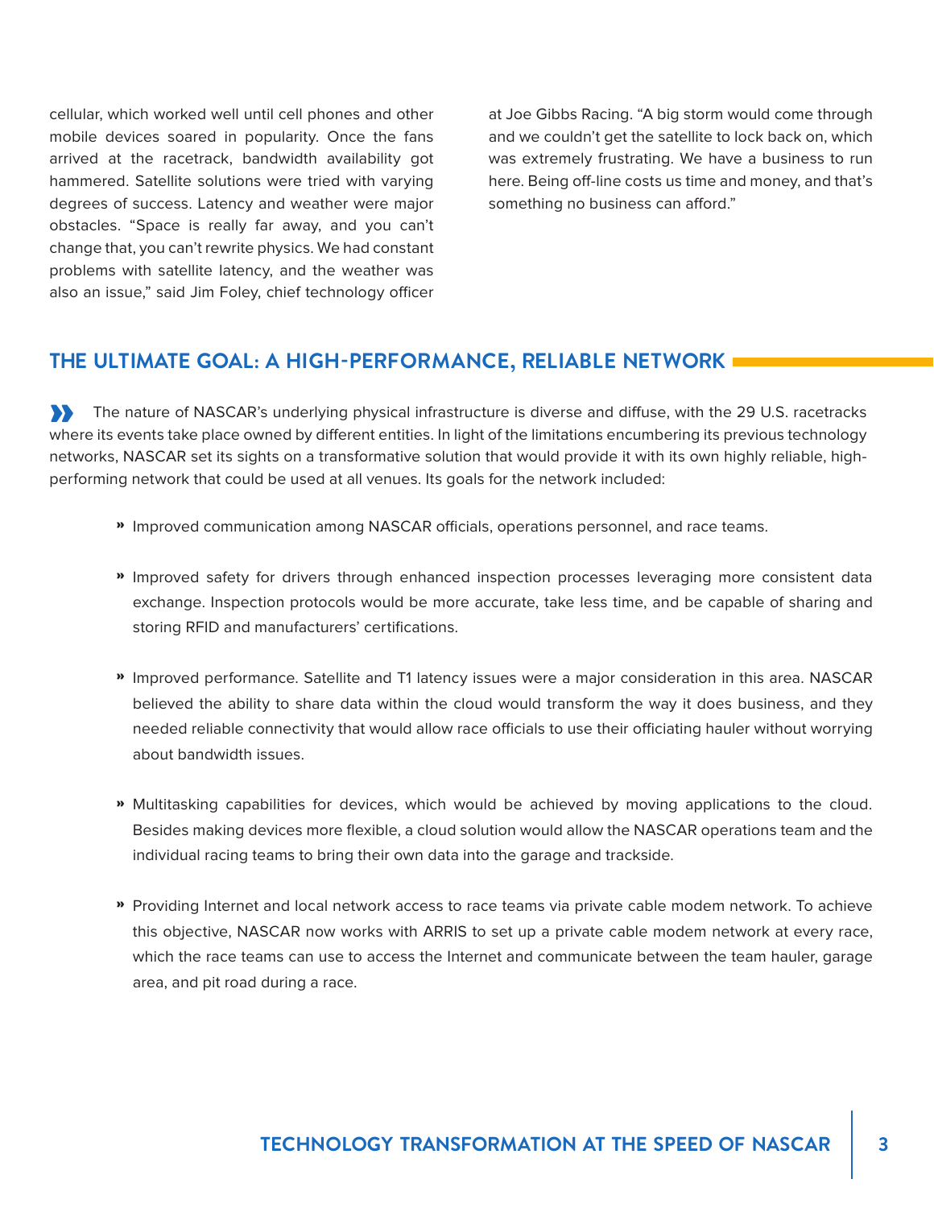cellular, which worked well until cell phones and other mobile devices soared in popularity. Once the fans arrived at the racetrack, bandwidth availability got hammered. Satellite solutions were tried with varying degrees of success. Latency and weather were major obstacles. "Space is really far away, and you can't change that, you can't rewrite physics. We had constant problems with satellite latency, and the weather was also an issue," said Jim Foley, chief technology officer at Joe Gibbs Racing. "A big storm would come through and we couldn't get the satellite to lock back on, which was extremely frustrating. We have a business to run here. Being off-line costs us time and money, and that's something no business can afford."

## THE ULTIMATE GOAL: A HIGH-PERFORMANCE, RELIABLE NETWORK

The nature of NASCAR's underlying physical infrastructure is diverse and diffuse, with the 29 U.S. racetracks where its events take place owned by different entities. In light of the limitations encumbering its previous technology networks, NASCAR set its sights on a transformative solution that would provide it with its own highly reliable, high-performing network that could be used at all venues. Its goals for the network included:

- Improved communication among NASCAR officials, operations personnel, and race teams.
- Improved safety for drivers through enhanced inspection processes leveraging more consistent data exchange. Inspection protocols would be more accurate, take less time, and be capable of sharing and storing RFID and manufacturers' certifications.
- Improved performance. Satellite and T1 latency issues were a major consideration in this area. NASCAR believed the ability to share data within the cloud would transform the way it does business, and they needed reliable connectivity that would allow race officials to use their officiating hauler without worrying about bandwidth issues.
- Multitasking capabilities for devices, which would be achieved by moving applications to the cloud. Besides making devices more flexible, a cloud solution would allow the NASCAR operations team and the individual racing teams to bring their own data into the garage and trackside.
- Providing Internet and local network access to race teams via private cable modem network. To achieve this objective, NASCAR now works with ARRIS to set up a private cable modem network at every race, which the race teams can use to access the Internet and communicate between the team hauler, garage area, and pit road during a race.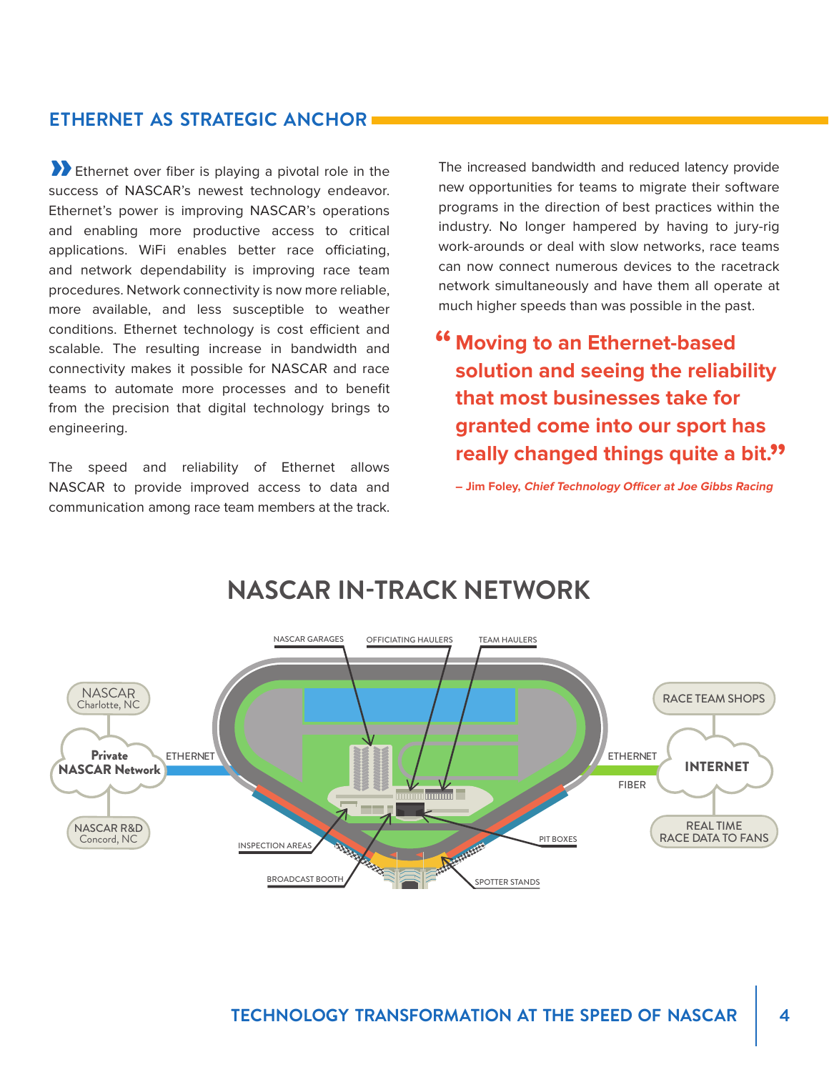## ETHERNET AS STRATEGIC ANCHOR

Ethernet over fiber is playing a pivotal role in the success of NASCAR's newest technology endeavor. Ethernet's power is improving NASCAR's operations and enabling more productive access to critical applications. WiFi enables better race officiating, and network dependability is improving race team procedures. Network connectivity is now more reliable, more available, and less susceptible to weather conditions. Ethernet technology is cost efficient and scalable. The resulting increase in bandwidth and connectivity makes it possible for NASCAR and race teams to automate more processes and to benefit from the precision that digital technology brings to engineering.

The speed and reliability of Ethernet allows NASCAR to provide improved access to data and communication among race team members at the track.

The increased bandwidth and reduced latency provide new opportunities for teams to migrate their software programs in the direction of best practices within the industry. No longer hampered by having to jury-rig work-arounds or deal with slow networks, race teams can now connect numerous devices to the racetrack network simultaneously and have them all operate at much higher speeds than was possible in the past.

> **"Moving to an Ethernet-based solution and seeing the reliability that most businesses take for granted come into our sport has really changed things quite a bit."**
>
> **– Jim Foley, *Chief Technology Officer at Joe Gibbs Racing***

## NASCAR IN-TRACK NETWORK

NASCAR Charlotte, NC — Private NASCAR Network — NASCAR R&D Concord, NC — ETHERNET

NASCAR GARAGES — OFFICIATING HAULERS — TEAM HAULERS — INSPECTION AREAS — BROADCAST BOOTH — PIT BOXES — SPOTTER STANDS

ETHERNET — FIBER — INTERNET — RACE TEAM SHOPS — REAL TIME RACE DATA TO FANS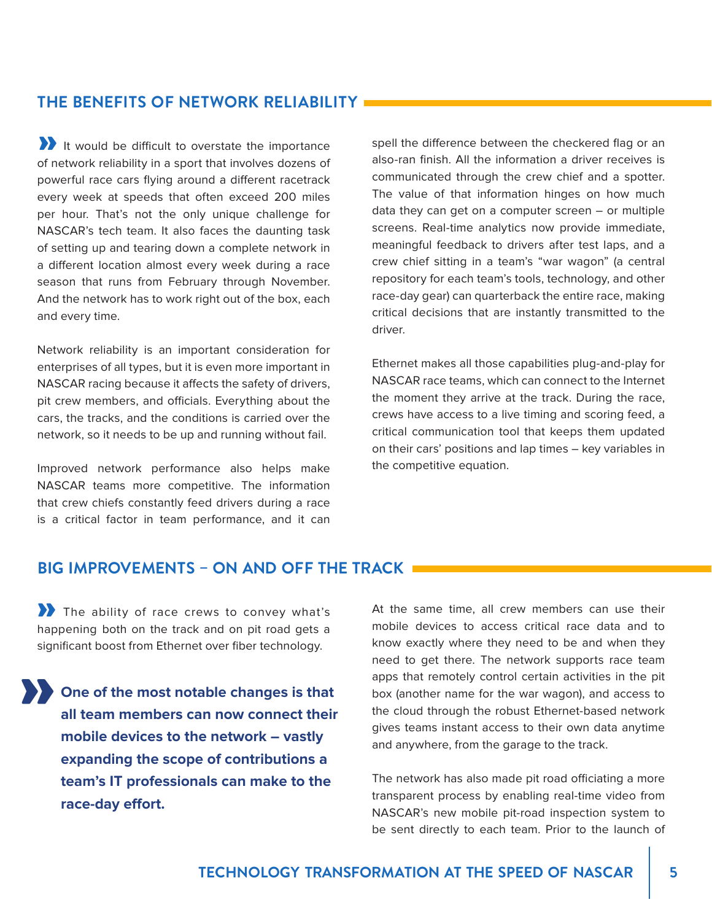## THE BENEFITS OF NETWORK RELIABILITY

It would be difficult to overstate the importance of network reliability in a sport that involves dozens of powerful race cars flying around a different racetrack every week at speeds that often exceed 200 miles per hour. That's not the only unique challenge for NASCAR's tech team. It also faces the daunting task of setting up and tearing down a complete network in a different location almost every week during a race season that runs from February through November. And the network has to work right out of the box, each and every time.

Network reliability is an important consideration for enterprises of all types, but it is even more important in NASCAR racing because it affects the safety of drivers, pit crew members, and officials. Everything about the cars, the tracks, and the conditions is carried over the network, so it needs to be up and running without fail.

Improved network performance also helps make NASCAR teams more competitive. The information that crew chiefs constantly feed drivers during a race is a critical factor in team performance, and it can spell the difference between the checkered flag or an also-ran finish. All the information a driver receives is communicated through the crew chief and a spotter. The value of that information hinges on how much data they can get on a computer screen – or multiple screens. Real-time analytics now provide immediate, meaningful feedback to drivers after test laps, and a crew chief sitting in a team's "war wagon" (a central repository for each team's tools, technology, and other race-day gear) can quarterback the entire race, making critical decisions that are instantly transmitted to the driver.

Ethernet makes all those capabilities plug-and-play for NASCAR race teams, which can connect to the Internet the moment they arrive at the track. During the race, crews have access to a live timing and scoring feed, a critical communication tool that keeps them updated on their cars' positions and lap times – key variables in the competitive equation.

## BIG IMPROVEMENTS – ON AND OFF THE TRACK

The ability of race crews to convey what's happening both on the track and on pit road gets a significant boost from Ethernet over fiber technology.

**One of the most notable changes is that all team members can now connect their mobile devices to the network – vastly expanding the scope of contributions a team's IT professionals can make to the race-day effort.**

At the same time, all crew members can use their mobile devices to access critical race data and to know exactly where they need to be and when they need to get there. The network supports race team apps that remotely control certain activities in the pit box (another name for the war wagon), and access to the cloud through the robust Ethernet-based network gives teams instant access to their own data anytime and anywhere, from the garage to the track.

The network has also made pit road officiating a more transparent process by enabling real-time video from NASCAR's new mobile pit-road inspection system to be sent directly to each team. Prior to the launch of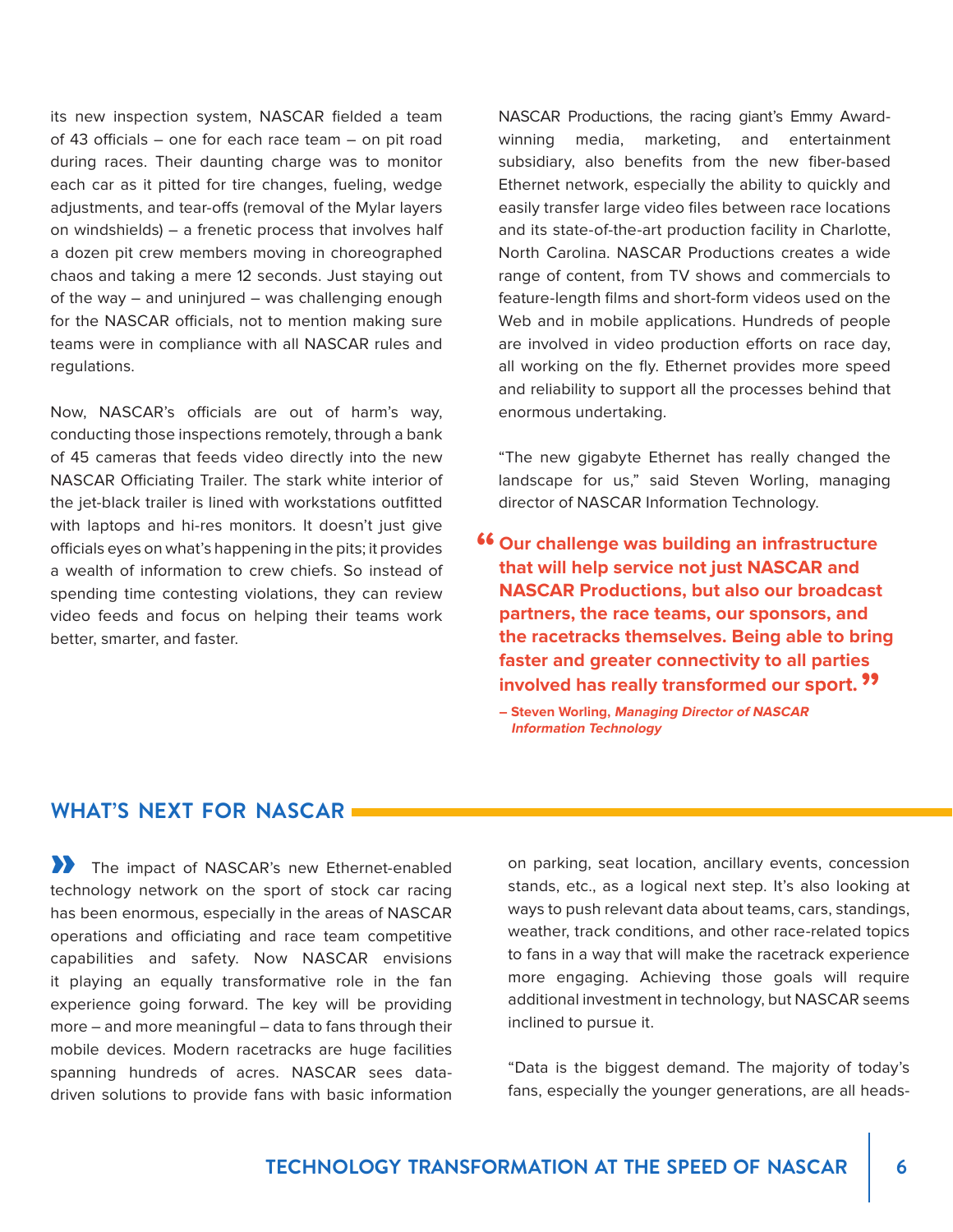its new inspection system, NASCAR fielded a team of 43 officials – one for each race team – on pit road during races. Their daunting charge was to monitor each car as it pitted for tire changes, fueling, wedge adjustments, and tear-offs (removal of the Mylar layers on windshields) – a frenetic process that involves half a dozen pit crew members moving in choreographed chaos and taking a mere 12 seconds. Just staying out of the way – and uninjured – was challenging enough for the NASCAR officials, not to mention making sure teams were in compliance with all NASCAR rules and regulations.

Now, NASCAR's officials are out of harm's way, conducting those inspections remotely, through a bank of 45 cameras that feeds video directly into the new NASCAR Officiating Trailer. The stark white interior of the jet-black trailer is lined with workstations outfitted with laptops and hi-res monitors. It doesn't just give officials eyes on what's happening in the pits; it provides a wealth of information to crew chiefs. So instead of spending time contesting violations, they can review video feeds and focus on helping their teams work better, smarter, and faster.

NASCAR Productions, the racing giant's Emmy Award-winning media, marketing, and entertainment subsidiary, also benefits from the new fiber-based Ethernet network, especially the ability to quickly and easily transfer large video files between race locations and its state-of-the-art production facility in Charlotte, North Carolina. NASCAR Productions creates a wide range of content, from TV shows and commercials to feature-length films and short-form videos used on the Web and in mobile applications. Hundreds of people are involved in video production efforts on race day, all working on the fly. Ethernet provides more speed and reliability to support all the processes behind that enormous undertaking.

"The new gigabyte Ethernet has really changed the landscape for us," said Steven Worling, managing director of NASCAR Information Technology.

> **"Our challenge was building an infrastructure that will help service not just NASCAR and NASCAR Productions, but also our broadcast partners, the race teams, our sponsors, and the racetracks themselves. Being able to bring faster and greater connectivity to all parties involved has really transformed our sport."**
>
> **– Steven Worling, *Managing Director of NASCAR Information Technology***

## WHAT'S NEXT FOR NASCAR

The impact of NASCAR's new Ethernet-enabled technology network on the sport of stock car racing has been enormous, especially in the areas of NASCAR operations and officiating and race team competitive capabilities and safety. Now NASCAR envisions it playing an equally transformative role in the fan experience going forward. The key will be providing more – and more meaningful – data to fans through their mobile devices. Modern racetracks are huge facilities spanning hundreds of acres. NASCAR sees data-driven solutions to provide fans with basic information on parking, seat location, ancillary events, concession stands, etc., as a logical next step. It's also looking at ways to push relevant data about teams, cars, standings, weather, track conditions, and other race-related topics to fans in a way that will make the racetrack experience more engaging. Achieving those goals will require additional investment in technology, but NASCAR seems inclined to pursue it.

"Data is the biggest demand. The majority of today's fans, especially the younger generations, are all heads-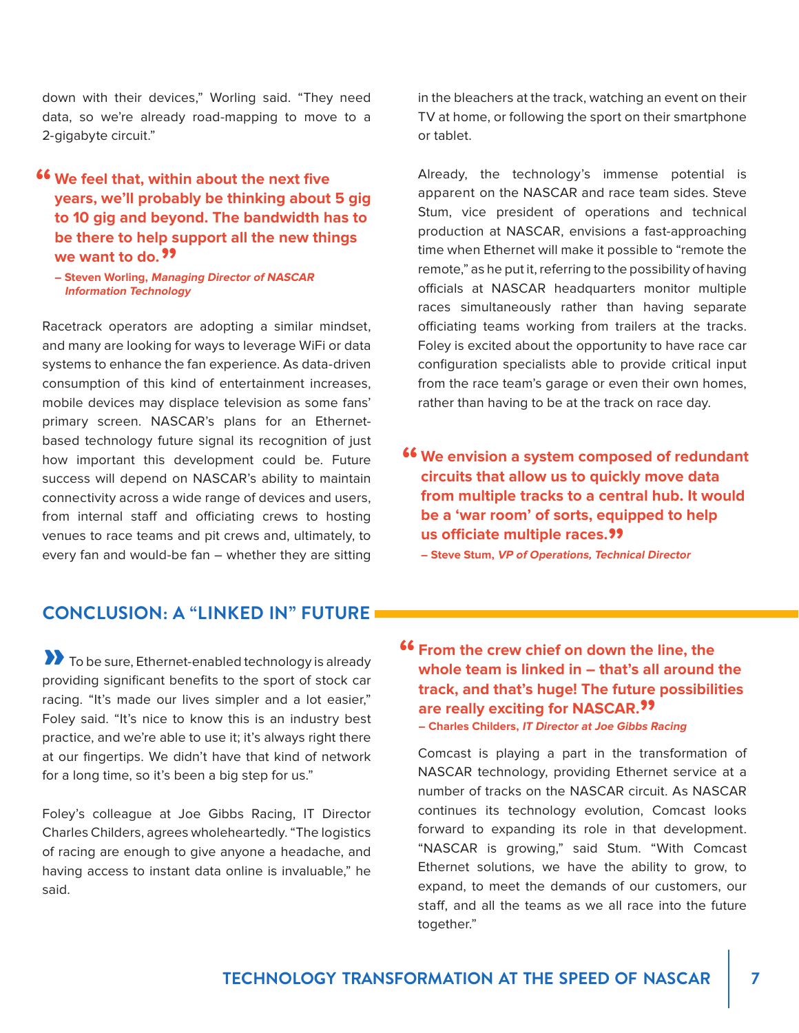down with their devices," Worling said. "They need data, so we're already road-mapping to move to a 2-gigabyte circuit."

> **"We feel that, within about the next five years, we'll probably be thinking about 5 gig to 10 gig and beyond. The bandwidth has to be there to help support all the new things we want to do."**
>
> **– Steven Worling, *Managing Director of NASCAR Information Technology***

Racetrack operators are adopting a similar mindset, and many are looking for ways to leverage WiFi or data systems to enhance the fan experience. As data-driven consumption of this kind of entertainment increases, mobile devices may displace television as some fans' primary screen. NASCAR's plans for an Ethernet-based technology future signal its recognition of just how important this development could be. Future success will depend on NASCAR's ability to maintain connectivity across a wide range of devices and users, from internal staff and officiating crews to hosting venues to race teams and pit crews and, ultimately, to every fan and would-be fan – whether they are sitting in the bleachers at the track, watching an event on their TV at home, or following the sport on their smartphone or tablet.

Already, the technology's immense potential is apparent on the NASCAR and race team sides. Steve Stum, vice president of operations and technical production at NASCAR, envisions a fast-approaching time when Ethernet will make it possible to "remote the remote," as he put it, referring to the possibility of having officials at NASCAR headquarters monitor multiple races simultaneously rather than having separate officiating teams working from trailers at the tracks. Foley is excited about the opportunity to have race car configuration specialists able to provide critical input from the race team's garage or even their own homes, rather than having to be at the track on race day.

> **"We envision a system composed of redundant circuits that allow us to quickly move data from multiple tracks to a central hub. It would be a 'war room' of sorts, equipped to help us officiate multiple races."**
>
> **– Steve Stum, *VP of Operations, Technical Director***

## CONCLUSION: A "LINKED IN" FUTURE

To be sure, Ethernet-enabled technology is already providing significant benefits to the sport of stock car racing. "It's made our lives simpler and a lot easier," Foley said. "It's nice to know this is an industry best practice, and we're able to use it; it's always right there at our fingertips. We didn't have that kind of network for a long time, so it's been a big step for us."

Foley's colleague at Joe Gibbs Racing, IT Director Charles Childers, agrees wholeheartedly. "The logistics of racing are enough to give anyone a headache, and having access to instant data online is invaluable," he said.

> **"From the crew chief on down the line, the whole team is linked in – that's all around the track, and that's huge! The future possibilities are really exciting for NASCAR."**
>
> **– Charles Childers, *IT Director at Joe Gibbs Racing***

Comcast is playing a part in the transformation of NASCAR technology, providing Ethernet service at a number of tracks on the NASCAR circuit. As NASCAR continues its technology evolution, Comcast looks forward to expanding its role in that development. "NASCAR is growing," said Stum. "With Comcast Ethernet solutions, we have the ability to grow, to expand, to meet the demands of our customers, our staff, and all the teams as we all race into the future together."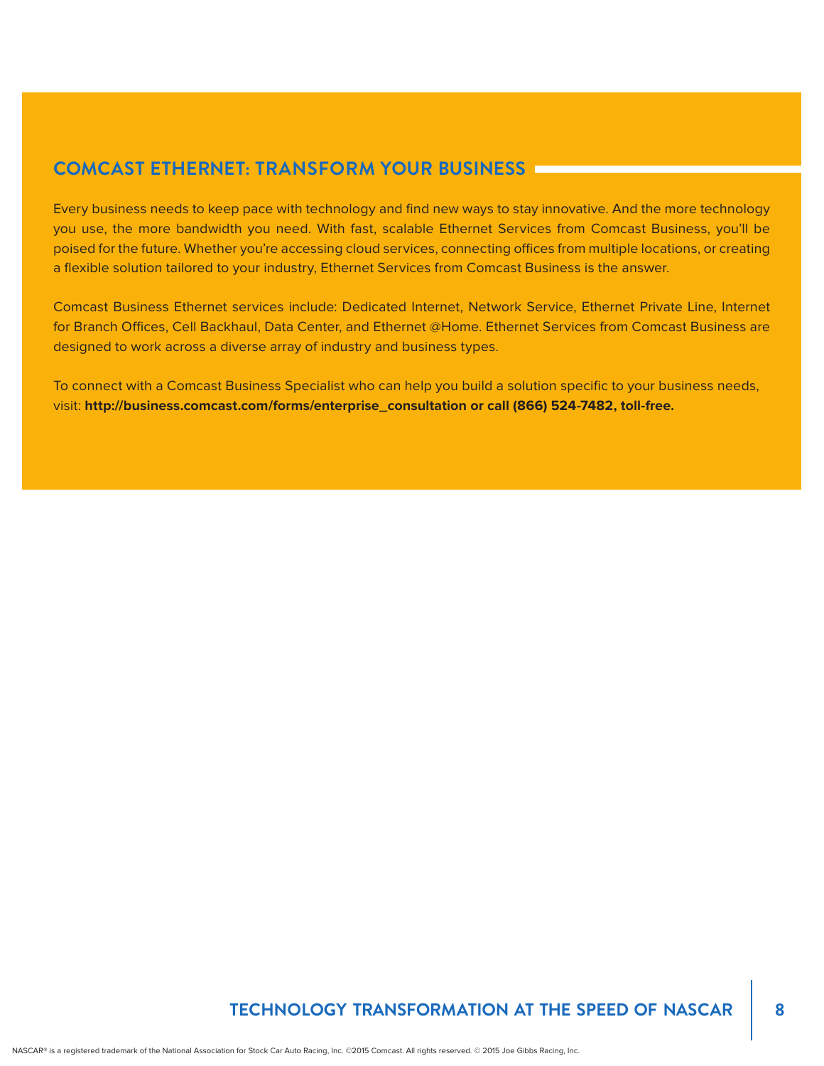## COMCAST ETHERNET: TRANSFORM YOUR BUSINESS

Every business needs to keep pace with technology and find new ways to stay innovative. And the more technology you use, the more bandwidth you need. With fast, scalable Ethernet Services from Comcast Business, you'll be poised for the future. Whether you're accessing cloud services, connecting offices from multiple locations, or creating a flexible solution tailored to your industry, Ethernet Services from Comcast Business is the answer.

Comcast Business Ethernet services include: Dedicated Internet, Network Service, Ethernet Private Line, Internet for Branch Offices, Cell Backhaul, Data Center, and Ethernet @Home. Ethernet Services from Comcast Business are designed to work across a diverse array of industry and business types.

To connect with a Comcast Business Specialist who can help you build a solution specific to your business needs, visit: **http://business.comcast.com/forms/enterprise_consultation or call (866) 524-7482, toll-free.**

NASCAR® is a registered trademark of the National Association for Stock Car Auto Racing, Inc. ©2015 Comcast. All rights reserved. © 2015 Joe Gibbs Racing, Inc.